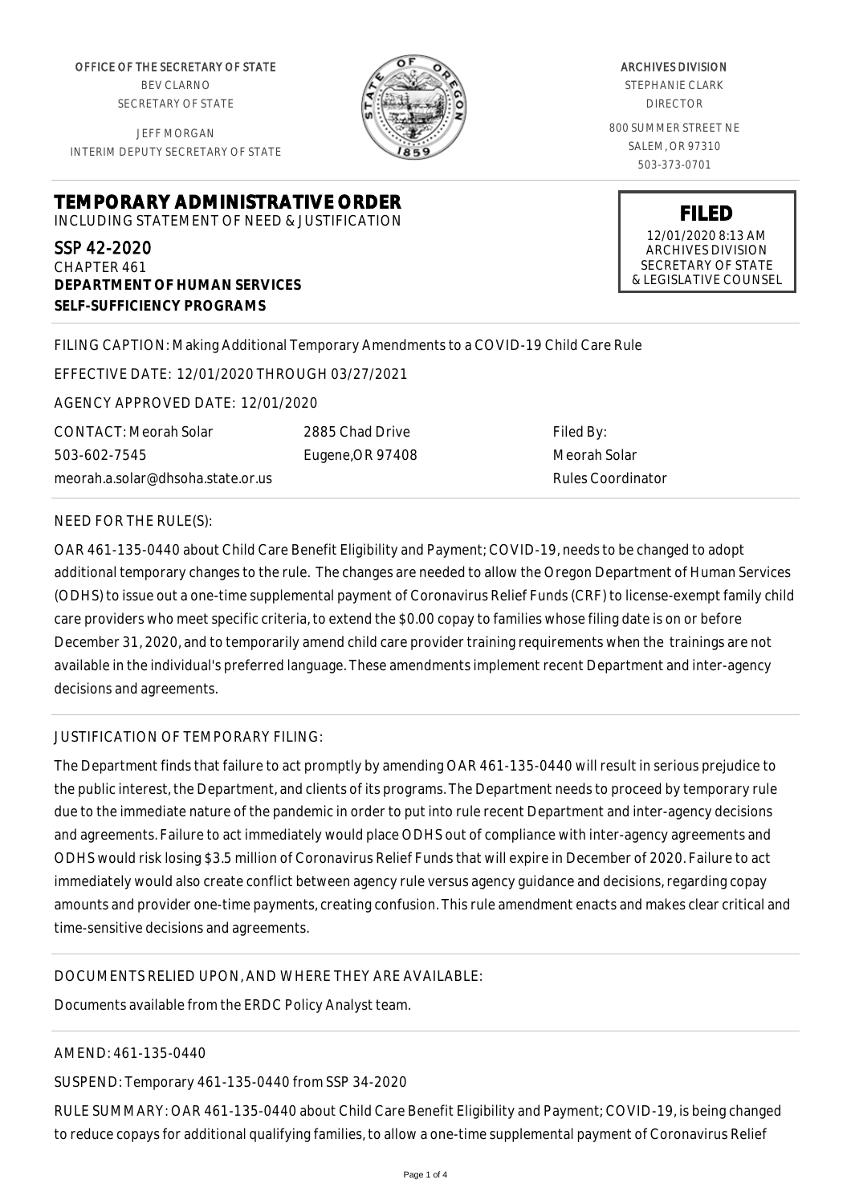OFFICE OF THE SECRETARY OF STATE
BEV CLARNO
SECRETARY OF STATE

JEFF MORGAN
INTERIM DEPUTY SECRETARY OF STATE

ARCHIVES DIVISION
STEPHANIE CLARK
DIRECTOR

800 SUMMER STREET NE
SALEM, OR 97310
503-373-0701

**FILED**
12/01/2020 8:13 AM
ARCHIVES DIVISION
SECRETARY OF STATE
& LEGISLATIVE COUNSEL

# TEMPORARY ADMINISTRATIVE ORDER

INCLUDING STATEMENT OF NEED & JUSTIFICATION

SSP 42-2020
CHAPTER 461
**DEPARTMENT OF HUMAN SERVICES**
**SELF-SUFFICIENCY PROGRAMS**

FILING CAPTION: Making Additional Temporary Amendments to a COVID-19 Child Care Rule

EFFECTIVE DATE: 12/01/2020 THROUGH 03/27/2021

AGENCY APPROVED DATE: 12/01/2020

CONTACT: Meorah Solar
503-602-7545
meorah.a.solar@dhsoha.state.or.us

2885 Chad Drive
Eugene,OR 97408

Filed By:
Meorah Solar
Rules Coordinator

NEED FOR THE RULE(S):

OAR 461-135-0440 about Child Care Benefit Eligibility and Payment; COVID-19, needs to be changed to adopt additional temporary changes to the rule. The changes are needed to allow the Oregon Department of Human Services (ODHS) to issue out a one-time supplemental payment of Coronavirus Relief Funds (CRF) to license-exempt family child care providers who meet specific criteria, to extend the $0.00 copay to families whose filing date is on or before December 31, 2020, and to temporarily amend child care provider training requirements when the trainings are not available in the individual's preferred language. These amendments implement recent Department and inter-agency decisions and agreements.

JUSTIFICATION OF TEMPORARY FILING:

The Department finds that failure to act promptly by amending OAR 461-135-0440 will result in serious prejudice to the public interest, the Department, and clients of its programs. The Department needs to proceed by temporary rule due to the immediate nature of the pandemic in order to put into rule recent Department and inter-agency decisions and agreements. Failure to act immediately would place ODHS out of compliance with inter-agency agreements and ODHS would risk losing $3.5 million of Coronavirus Relief Funds that will expire in December of 2020. Failure to act immediately would also create conflict between agency rule versus agency guidance and decisions, regarding copay amounts and provider one-time payments, creating confusion. This rule amendment enacts and makes clear critical and time-sensitive decisions and agreements.

DOCUMENTS RELIED UPON, AND WHERE THEY ARE AVAILABLE:

Documents available from the ERDC Policy Analyst team.

AMEND: 461-135-0440

SUSPEND: Temporary 461-135-0440 from SSP 34-2020

RULE SUMMARY: OAR 461-135-0440 about Child Care Benefit Eligibility and Payment; COVID-19, is being changed to reduce copays for additional qualifying families, to allow a one-time supplemental payment of Coronavirus Relief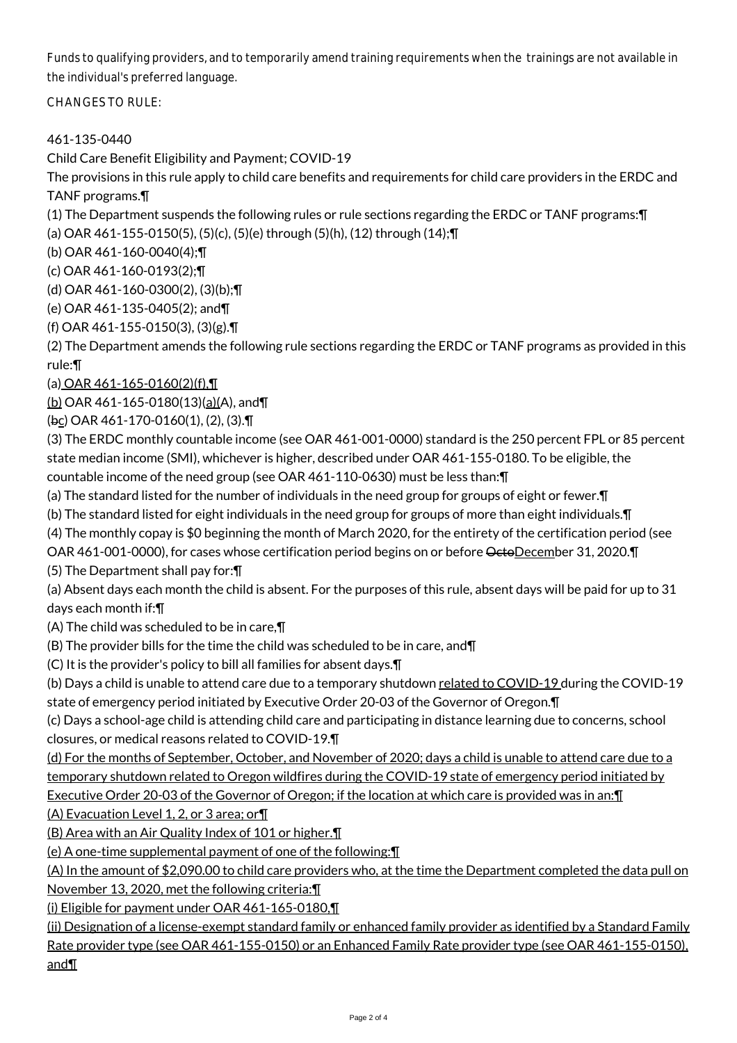Funds to qualifying providers, and to temporarily amend training requirements when the trainings are not available in the individual's preferred language.

CHANGES TO RULE:

461-135-0440

Child Care Benefit Eligibility and Payment; COVID-19

The provisions in this rule apply to child care benefits and requirements for child care providers in the ERDC and TANF programs.¶

(1) The Department suspends the following rules or rule sections regarding the ERDC or TANF programs:¶

(a) OAR 461-155-0150(5), (5)(c), (5)(e) through (5)(h), (12) through (14);¶

(b) OAR 461-160-0040(4);¶

(c) OAR 461-160-0193(2);¶

(d) OAR 461-160-0300(2), (3)(b);¶

(e) OAR 461-135-0405(2); and¶

(f) OAR 461-155-0150(3), (3)(g).¶

(2) The Department amends the following rule sections regarding the ERDC or TANF programs as provided in this rule:¶

(a) OAR 461-165-0160(2)(f),¶

(b) OAR 461-165-0180(13)(a)(A), and¶

(bc) OAR 461-170-0160(1), (2), (3).¶

(3) The ERDC monthly countable income (see OAR 461-001-0000) standard is the 250 percent FPL or 85 percent state median income (SMI), whichever is higher, described under OAR 461-155-0180. To be eligible, the countable income of the need group (see OAR 461-110-0630) must be less than:¶

(a) The standard listed for the number of individuals in the need group for groups of eight or fewer.¶

(b) The standard listed for eight individuals in the need group for groups of more than eight individuals.¶

(4) The monthly copay is $0 beginning the month of March 2020, for the entirety of the certification period (see OAR 461-001-0000), for cases whose certification period begins on or before OctoDecember 31, 2020.¶

(5) The Department shall pay for:¶

(a) Absent days each month the child is absent. For the purposes of this rule, absent days will be paid for up to 31 days each month if:¶

(A) The child was scheduled to be in care,¶

(B) The provider bills for the time the child was scheduled to be in care, and¶

(C) It is the provider's policy to bill all families for absent days.¶

(b) Days a child is unable to attend care due to a temporary shutdown related to COVID-19 during the COVID-19 state of emergency period initiated by Executive Order 20-03 of the Governor of Oregon.¶

(c) Days a school-age child is attending child care and participating in distance learning due to concerns, school closures, or medical reasons related to COVID-19.¶

(d) For the months of September, October, and November of 2020; days a child is unable to attend care due to a temporary shutdown related to Oregon wildfires during the COVID-19 state of emergency period initiated by Executive Order 20-03 of the Governor of Oregon; if the location at which care is provided was in an:¶

(A) Evacuation Level 1, 2, or 3 area; or¶

(B) Area with an Air Quality Index of 101 or higher.¶

(e) A one-time supplemental payment of one of the following:¶

(A) In the amount of $2,090.00 to child care providers who, at the time the Department completed the data pull on November 13, 2020, met the following criteria:¶

(i) Eligible for payment under OAR 461-165-0180,¶

(ii) Designation of a license-exempt standard family or enhanced family provider as identified by a Standard Family Rate provider type (see OAR 461-155-0150) or an Enhanced Family Rate provider type (see OAR 461-155-0150), and¶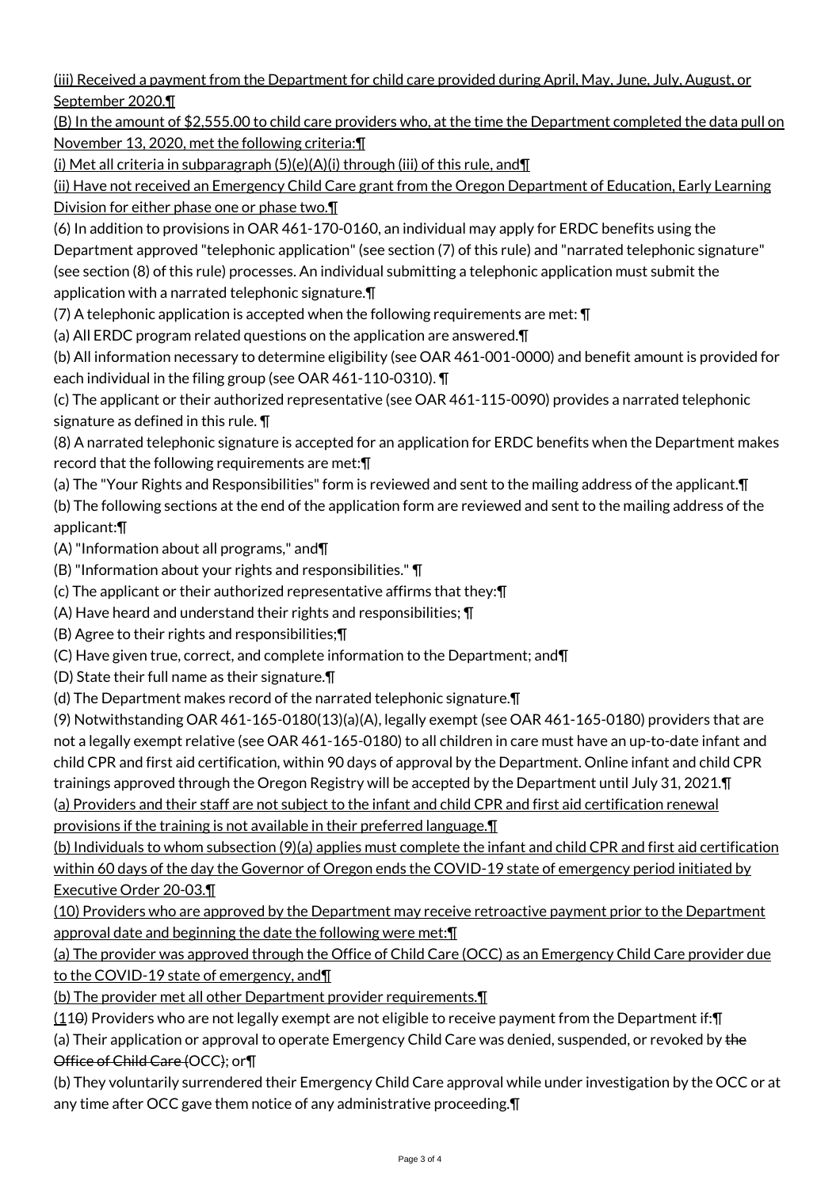(iii) Received a payment from the Department for child care provided during April, May, June, July, August, or September 2020.¶

(B) In the amount of $2,555.00 to child care providers who, at the time the Department completed the data pull on November 13, 2020, met the following criteria:¶

(i) Met all criteria in subparagraph (5)(e)(A)(i) through (iii) of this rule, and¶

(ii) Have not received an Emergency Child Care grant from the Oregon Department of Education, Early Learning Division for either phase one or phase two.¶

(6) In addition to provisions in OAR 461-170-0160, an individual may apply for ERDC benefits using the Department approved "telephonic application" (see section (7) of this rule) and "narrated telephonic signature" (see section (8) of this rule) processes. An individual submitting a telephonic application must submit the application with a narrated telephonic signature.¶

(7) A telephonic application is accepted when the following requirements are met: ¶

(a) All ERDC program related questions on the application are answered.¶

(b) All information necessary to determine eligibility (see OAR 461-001-0000) and benefit amount is provided for each individual in the filing group (see OAR 461-110-0310). ¶

(c) The applicant or their authorized representative (see OAR 461-115-0090) provides a narrated telephonic signature as defined in this rule. ¶

(8) A narrated telephonic signature is accepted for an application for ERDC benefits when the Department makes record that the following requirements are met:¶

(a) The "Your Rights and Responsibilities" form is reviewed and sent to the mailing address of the applicant.¶

(b) The following sections at the end of the application form are reviewed and sent to the mailing address of the applicant:¶

(A) "Information about all programs," and¶

(B) "Information about your rights and responsibilities." ¶

(c) The applicant or their authorized representative affirms that they:¶

(A) Have heard and understand their rights and responsibilities; ¶

(B) Agree to their rights and responsibilities;¶

(C) Have given true, correct, and complete information to the Department; and¶

(D) State their full name as their signature.¶

(d) The Department makes record of the narrated telephonic signature.¶

(9) Notwithstanding OAR 461-165-0180(13)(a)(A), legally exempt (see OAR 461-165-0180) providers that are not a legally exempt relative (see OAR 461-165-0180) to all children in care must have an up-to-date infant and child CPR and first aid certification, within 90 days of approval by the Department. Online infant and child CPR trainings approved through the Oregon Registry will be accepted by the Department until July 31, 2021.¶

(a) Providers and their staff are not subject to the infant and child CPR and first aid certification renewal provisions if the training is not available in their preferred language.¶

(b) Individuals to whom subsection (9)(a) applies must complete the infant and child CPR and first aid certification within 60 days of the day the Governor of Oregon ends the COVID-19 state of emergency period initiated by Executive Order 20-03.¶

(10) Providers who are approved by the Department may receive retroactive payment prior to the Department approval date and beginning the date the following were met:¶

(a) The provider was approved through the Office of Child Care (OCC) as an Emergency Child Care provider due to the COVID-19 state of emergency, and¶

(b) The provider met all other Department provider requirements.¶

(1~~1~~0) Providers who are not legally exempt are not eligible to receive payment from the Department if:¶

(a) Their application or approval to operate Emergency Child Care was denied, suspended, or revoked by ~~the Office of Child Care (~~OCC~~)~~; or¶

(b) They voluntarily surrendered their Emergency Child Care approval while under investigation by the OCC or at any time after OCC gave them notice of any administrative proceeding.¶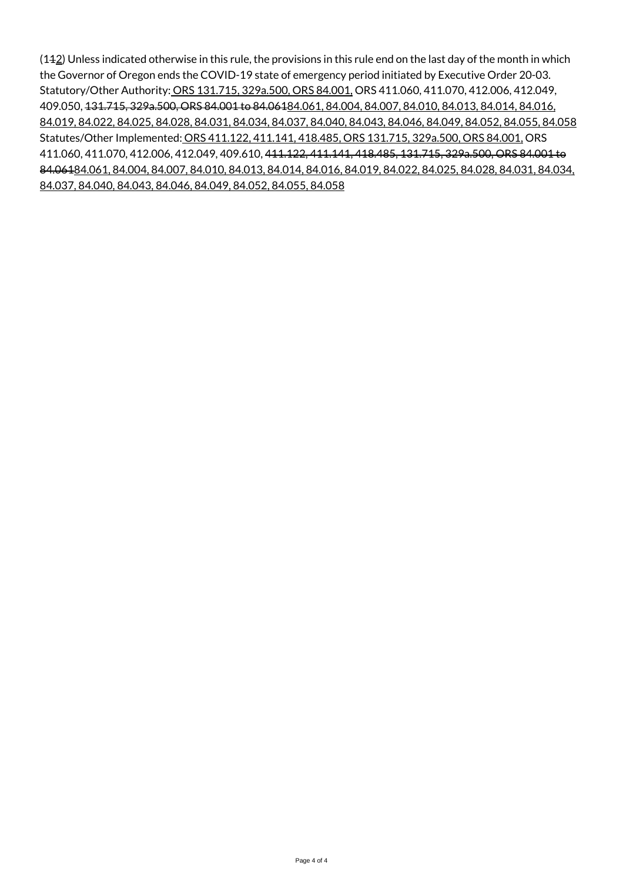(1~~1~~2) Unless indicated otherwise in this rule, the provisions in this rule end on the last day of the month in which the Governor of Oregon ends the COVID-19 state of emergency period initiated by Executive Order 20-03.
Statutory/Other Authority: ORS 131.715, 329a.500, ORS 84.001, ORS 411.060, 411.070, 412.006, 412.049, 409.050, ~~131.715, 329a.500, ORS 84.001 to 84.061~~84.061, 84.004, 84.007, 84.010, 84.013, 84.014, 84.016, 84.019, 84.022, 84.025, 84.028, 84.031, 84.034, 84.037, 84.040, 84.043, 84.046, 84.049, 84.052, 84.055, 84.058
Statutes/Other Implemented: ORS 411.122, 411.141, 418.485, ORS 131.715, 329a.500, ORS 84.001, ORS 411.060, 411.070, 412.006, 412.049, 409.610, ~~411.122, 411.141, 418.485, 131.715, 329a.500, ORS 84.001 to 84.061~~84.061, 84.004, 84.007, 84.010, 84.013, 84.014, 84.016, 84.019, 84.022, 84.025, 84.028, 84.031, 84.034, 84.037, 84.040, 84.043, 84.046, 84.049, 84.052, 84.055, 84.058